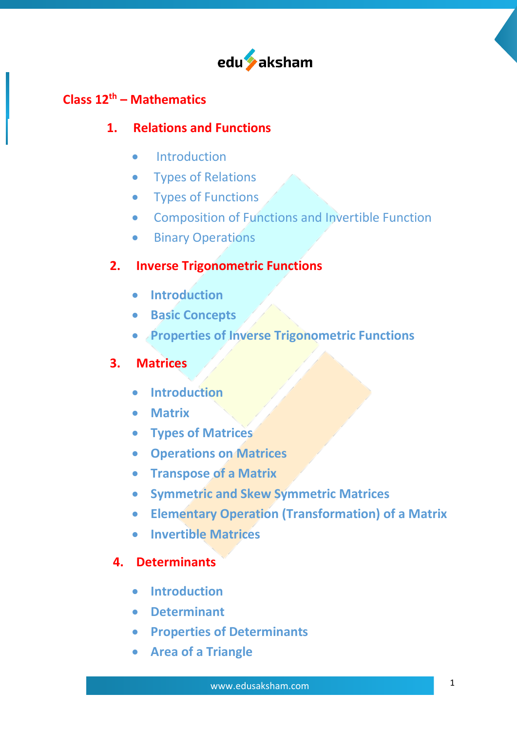# Class 12th – Mathematics

## 1. Relations and Functions

- Introduction
- Types of Relations
- Types of Functions
- Composition of Functions and Invertible Function
- Binary Operations

## 2. Inverse Trigonometric Functions

- **Introduction**
- **Basic Concepts**
- **Properties of Inverse Trigonometric Functions**

## 3. Matrices

- **Introduction**
- **Matrix**
- **Types of Matrices**
- **Operations on Matrices**
- **Transpose of a Matrix**
- **Symmetric and Skew Symmetric Matrices**
- **Elementary Operation (Transformation) of a Matrix**
- **Invertible Matrices**

## 4. Determinants

- **Introduction**
- **Determinant**
- **Properties of Determinants**
- **Area of a Triangle**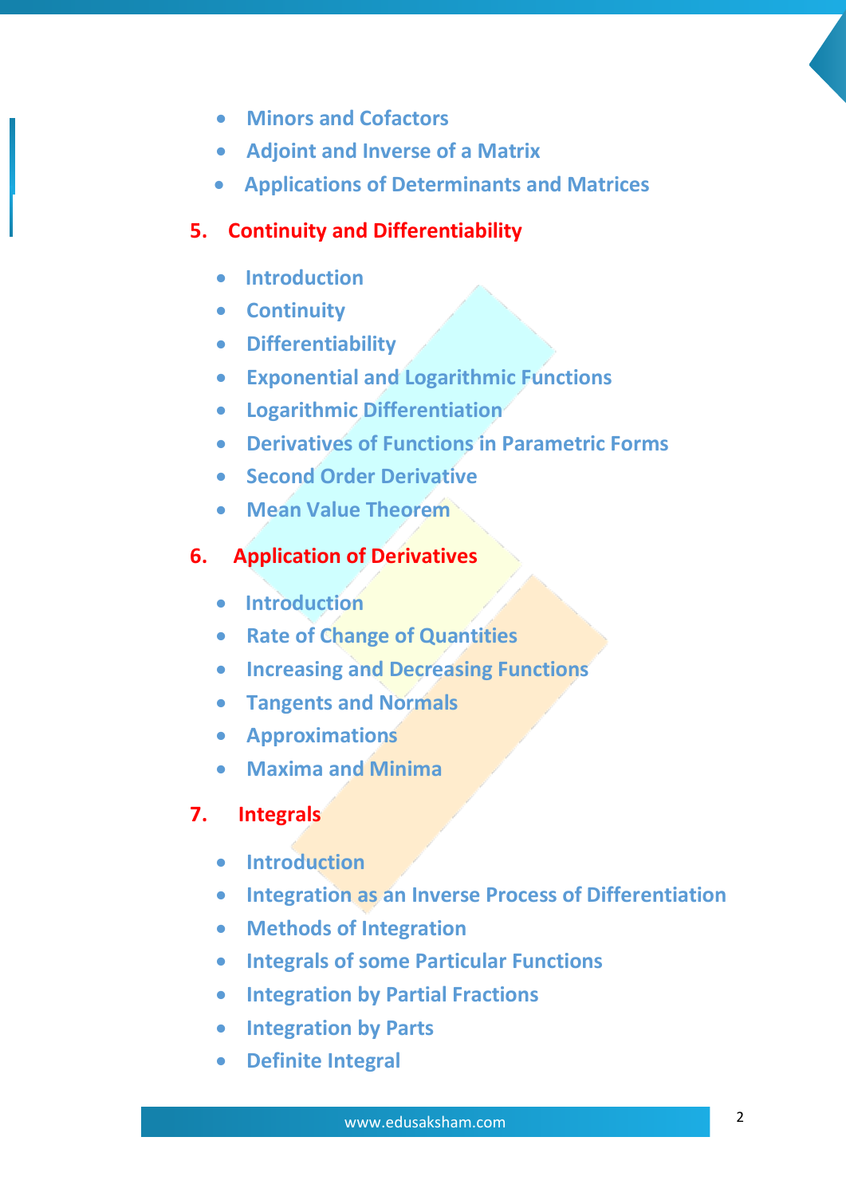- Minors and Cofactors
- Adjoint and Inverse of a Matrix
- Applications of Determinants and Matrices

## 5. Continuity and Differentiability

- Introduction
- Continuity
- Differentiability
- Exponential and Logarithmic Functions
- Logarithmic Differentiation
- Derivatives of Functions in Parametric Forms
- Second Order Derivative
- Mean Value Theorem

## 6. Application of Derivatives

- Introduction
- Rate of Change of Quantities
- Increasing and Decreasing Functions
- Tangents and Normals
- Approximations
- Maxima and Minima

## 7. Integrals

- Introduction
- Integration as an Inverse Process of Differentiation
- Methods of Integration
- Integrals of some Particular Functions
- Integration by Partial Fractions
- Integration by Parts
- Definite Integral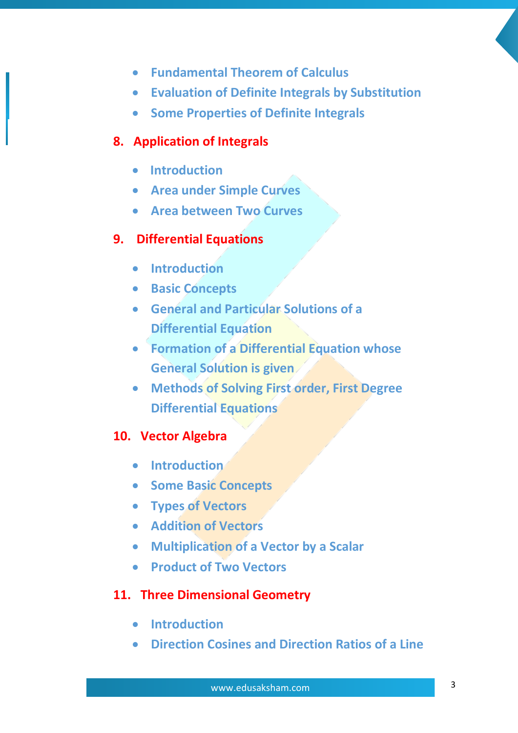- Fundamental Theorem of Calculus
- Evaluation of Definite Integrals by Substitution
- Some Properties of Definite Integrals

## 8. Application of Integrals

- Introduction
- Area under Simple Curves
- Area between Two Curves

## 9. Differential Equations

- Introduction
- Basic Concepts
- General and Particular Solutions of a Differential Equation
- Formation of a Differential Equation whose General Solution is given
- Methods of Solving First order, First Degree Differential Equations

## 10. Vector Algebra

- Introduction
- Some Basic Concepts
- Types of Vectors
- Addition of Vectors
- Multiplication of a Vector by a Scalar
- Product of Two Vectors

## 11. Three Dimensional Geometry

- Introduction
- Direction Cosines and Direction Ratios of a Line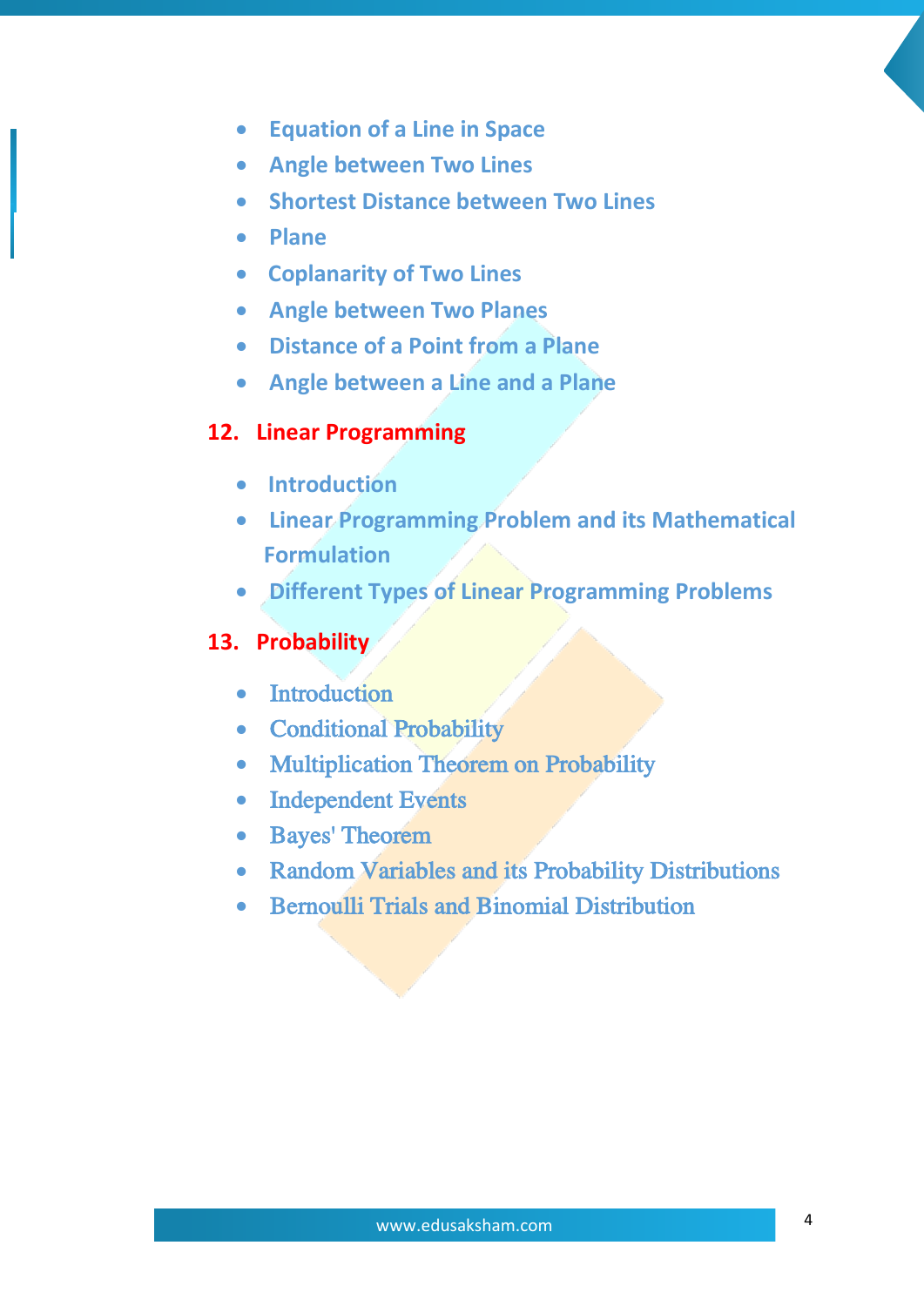- Equation of a Line in Space
- Angle between Two Lines
- Shortest Distance between Two Lines
- Plane
- Coplanarity of Two Lines
- Angle between Two Planes
- Distance of a Point from a Plane
- Angle between a Line and a Plane

## 12. Linear Programming

- Introduction
- Linear Programming Problem and its Mathematical Formulation
- Different Types of Linear Programming Problems

## 13. Probability

- Introduction
- Conditional Probability
- Multiplication Theorem on Probability
- Independent Events
- Bayes' Theorem
- Random Variables and its Probability Distributions
- Bernoulli Trials and Binomial Distribution